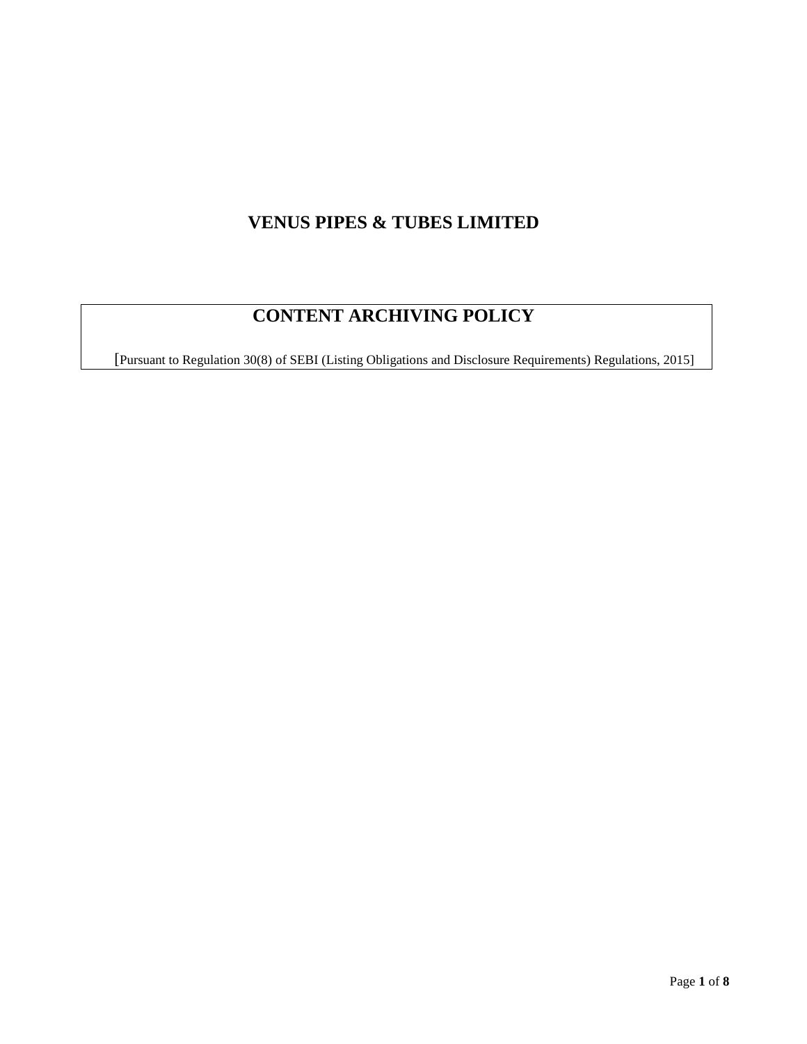# VENUS PIPES & TUBES LIMITED

## CONTENT ARCHIVING POLICY

[Pursuant to Regulation 30(8) of SEBI (Listing Obligations and Disclosure Requirements) Regulations, 2015]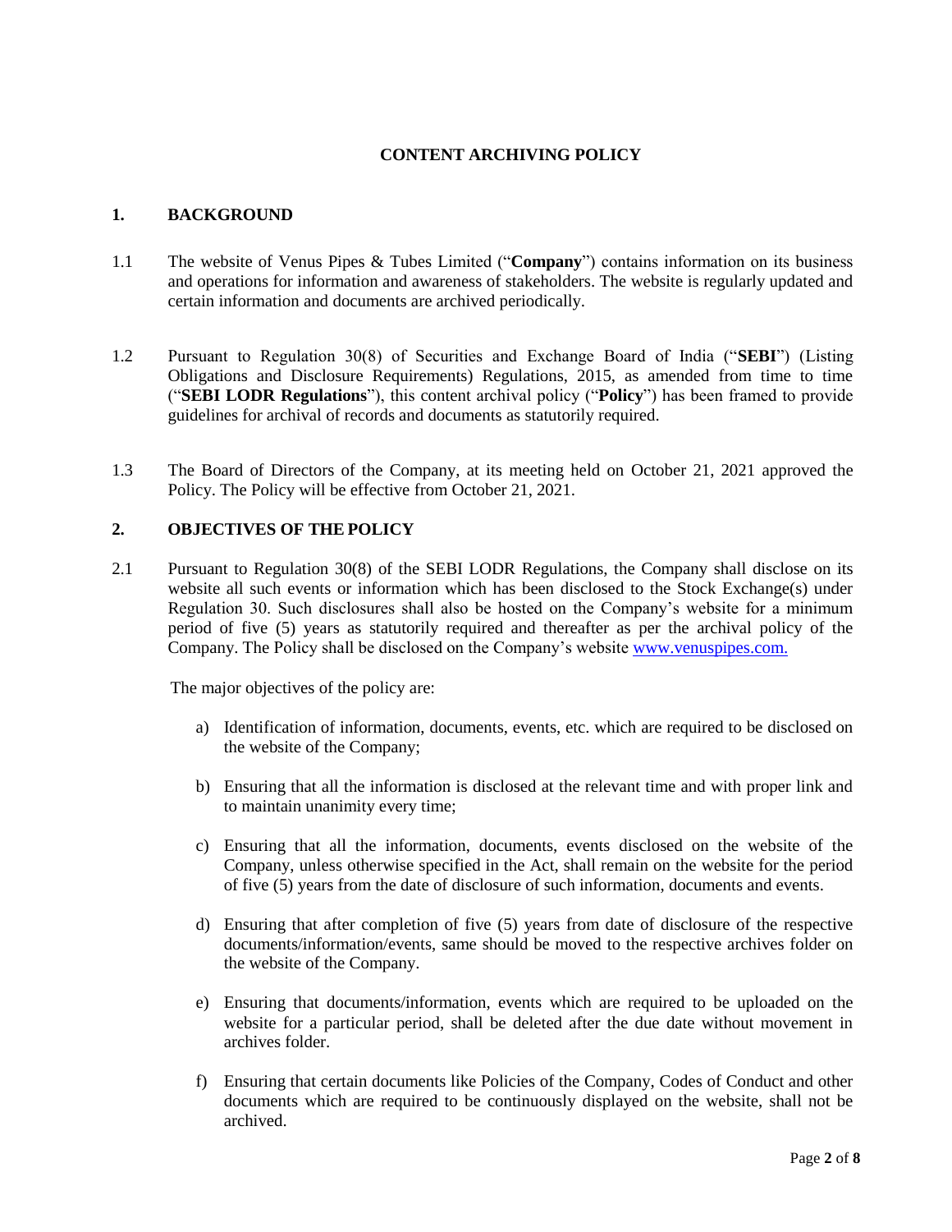# CONTENT ARCHIVING POLICY

## 1. BACKGROUND

1.1 The website of Venus Pipes & Tubes Limited ("**Company**") contains information on its business and operations for information and awareness of stakeholders. The website is regularly updated and certain information and documents are archived periodically.

1.2 Pursuant to Regulation 30(8) of Securities and Exchange Board of India ("**SEBI**") (Listing Obligations and Disclosure Requirements) Regulations, 2015, as amended from time to time ("**SEBI LODR Regulations**"), this content archival policy ("**Policy**") has been framed to provide guidelines for archival of records and documents as statutorily required.

1.3 The Board of Directors of the Company, at its meeting held on October 21, 2021 approved the Policy. The Policy will be effective from October 21, 2021.

## 2. OBJECTIVES OF THE POLICY

2.1 Pursuant to Regulation 30(8) of the SEBI LODR Regulations, the Company shall disclose on its website all such events or information which has been disclosed to the Stock Exchange(s) under Regulation 30. Such disclosures shall also be hosted on the Company's website for a minimum period of five (5) years as statutorily required and thereafter as per the archival policy of the Company. The Policy shall be disclosed on the Company's website www.venuspipes.com.

The major objectives of the policy are:

a) Identification of information, documents, events, etc. which are required to be disclosed on the website of the Company;

b) Ensuring that all the information is disclosed at the relevant time and with proper link and to maintain unanimity every time;

c) Ensuring that all the information, documents, events disclosed on the website of the Company, unless otherwise specified in the Act, shall remain on the website for the period of five (5) years from the date of disclosure of such information, documents and events.

d) Ensuring that after completion of five (5) years from date of disclosure of the respective documents/information/events, same should be moved to the respective archives folder on the website of the Company.

e) Ensuring that documents/information, events which are required to be uploaded on the website for a particular period, shall be deleted after the due date without movement in archives folder.

f) Ensuring that certain documents like Policies of the Company, Codes of Conduct and other documents which are required to be continuously displayed on the website, shall not be archived.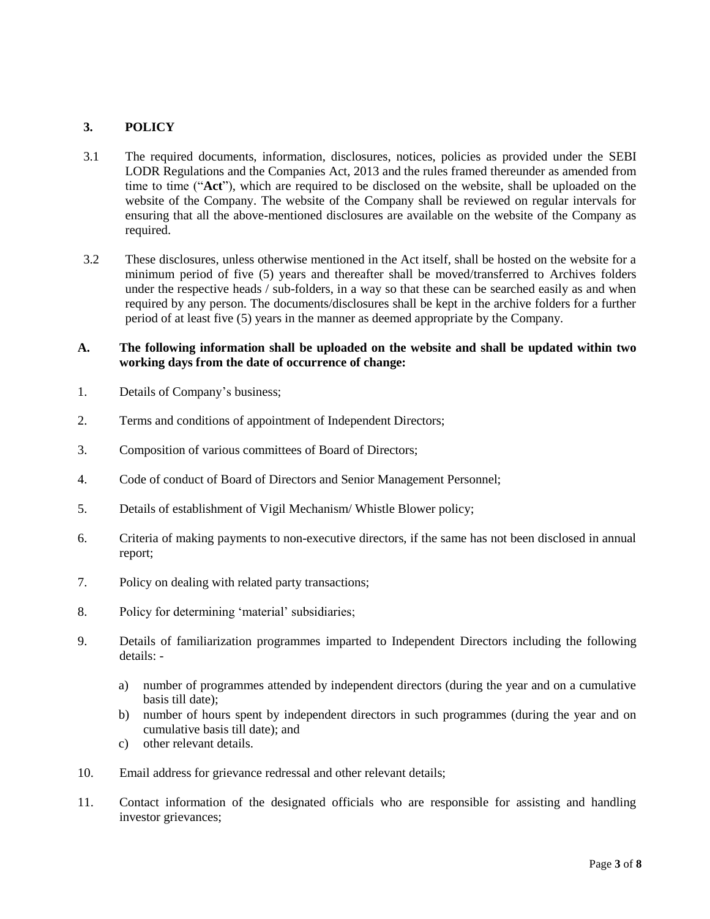## 3. POLICY

3.1 The required documents, information, disclosures, notices, policies as provided under the SEBI LODR Regulations and the Companies Act, 2013 and the rules framed thereunder as amended from time to time ("**Act**"), which are required to be disclosed on the website, shall be uploaded on the website of the Company. The website of the Company shall be reviewed on regular intervals for ensuring that all the above-mentioned disclosures are available on the website of the Company as required.

3.2 These disclosures, unless otherwise mentioned in the Act itself, shall be hosted on the website for a minimum period of five (5) years and thereafter shall be moved/transferred to Archives folders under the respective heads / sub-folders, in a way so that these can be searched easily as and when required by any person. The documents/disclosures shall be kept in the archive folders for a further period of at least five (5) years in the manner as deemed appropriate by the Company.

**A. The following information shall be uploaded on the website and shall be updated within two working days from the date of occurrence of change:**

1. Details of Company's business;
2. Terms and conditions of appointment of Independent Directors;
3. Composition of various committees of Board of Directors;
4. Code of conduct of Board of Directors and Senior Management Personnel;
5. Details of establishment of Vigil Mechanism/ Whistle Blower policy;
6. Criteria of making payments to non-executive directors, if the same has not been disclosed in annual report;
7. Policy on dealing with related party transactions;
8. Policy for determining 'material' subsidiaries;
9. Details of familiarization programmes imparted to Independent Directors including the following details: -
   a) number of programmes attended by independent directors (during the year and on a cumulative basis till date);
   b) number of hours spent by independent directors in such programmes (during the year and on cumulative basis till date); and
   c) other relevant details.
10. Email address for grievance redressal and other relevant details;
11. Contact information of the designated officials who are responsible for assisting and handling investor grievances;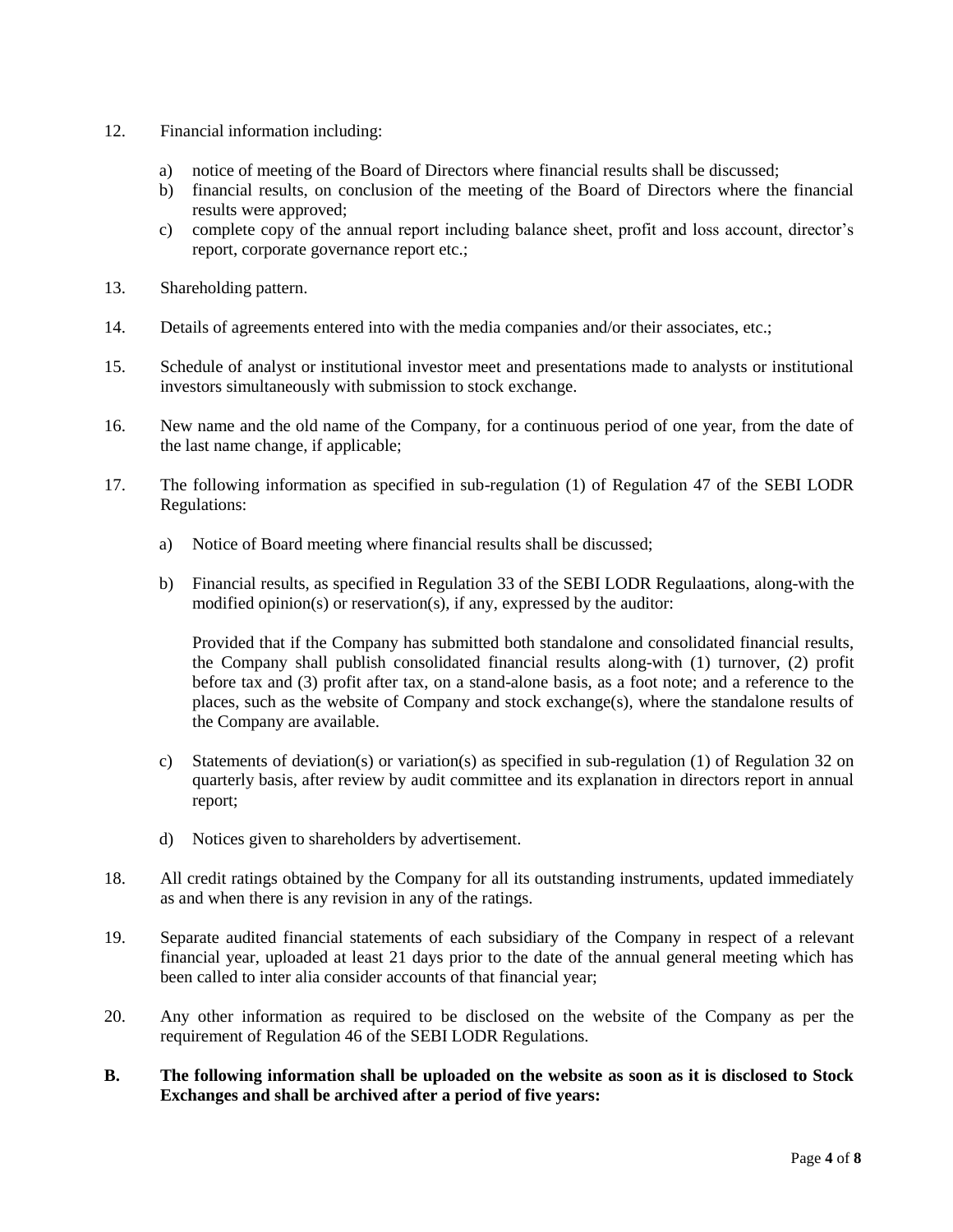12. Financial information including:

    a) notice of meeting of the Board of Directors where financial results shall be discussed;
    b) financial results, on conclusion of the meeting of the Board of Directors where the financial results were approved;
    c) complete copy of the annual report including balance sheet, profit and loss account, director's report, corporate governance report etc.;

13. Shareholding pattern.

14. Details of agreements entered into with the media companies and/or their associates, etc.;

15. Schedule of analyst or institutional investor meet and presentations made to analysts or institutional investors simultaneously with submission to stock exchange.

16. New name and the old name of the Company, for a continuous period of one year, from the date of the last name change, if applicable;

17. The following information as specified in sub-regulation (1) of Regulation 47 of the SEBI LODR Regulations:

    a) Notice of Board meeting where financial results shall be discussed;

    b) Financial results, as specified in Regulation 33 of the SEBI LODR Regulaations, along-with the modified opinion(s) or reservation(s), if any, expressed by the auditor:

       Provided that if the Company has submitted both standalone and consolidated financial results, the Company shall publish consolidated financial results along-with (1) turnover, (2) profit before tax and (3) profit after tax, on a stand-alone basis, as a foot note; and a reference to the places, such as the website of Company and stock exchange(s), where the standalone results of the Company are available.

    c) Statements of deviation(s) or variation(s) as specified in sub-regulation (1) of Regulation 32 on quarterly basis, after review by audit committee and its explanation in directors report in annual report;

    d) Notices given to shareholders by advertisement.

18. All credit ratings obtained by the Company for all its outstanding instruments, updated immediately as and when there is any revision in any of the ratings.

19. Separate audited financial statements of each subsidiary of the Company in respect of a relevant financial year, uploaded at least 21 days prior to the date of the annual general meeting which has been called to inter alia consider accounts of that financial year;

20. Any other information as required to be disclosed on the website of the Company as per the requirement of Regulation 46 of the SEBI LODR Regulations.

**B. The following information shall be uploaded on the website as soon as it is disclosed to Stock Exchanges and shall be archived after a period of five years:**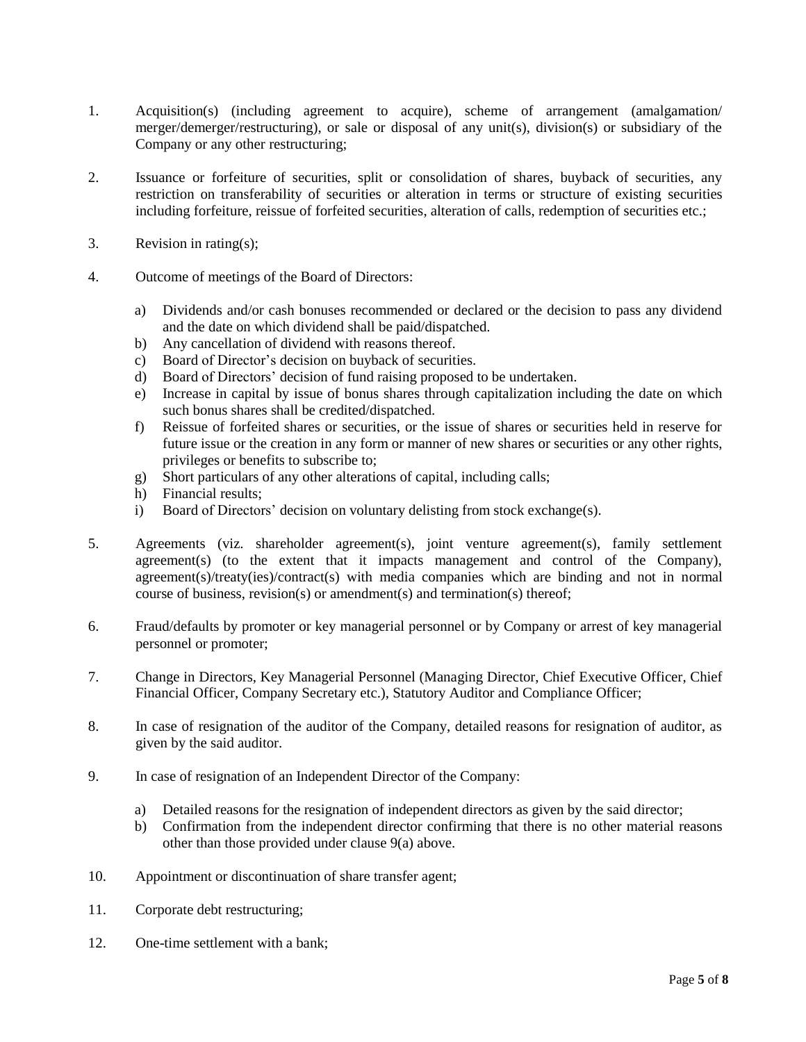1. Acquisition(s) (including agreement to acquire), scheme of arrangement (amalgamation/ merger/demerger/restructuring), or sale or disposal of any unit(s), division(s) or subsidiary of the Company or any other restructuring;

2. Issuance or forfeiture of securities, split or consolidation of shares, buyback of securities, any restriction on transferability of securities or alteration in terms or structure of existing securities including forfeiture, reissue of forfeited securities, alteration of calls, redemption of securities etc.;

3. Revision in rating(s);

4. Outcome of meetings of the Board of Directors:

   a) Dividends and/or cash bonuses recommended or declared or the decision to pass any dividend and the date on which dividend shall be paid/dispatched.
   b) Any cancellation of dividend with reasons thereof.
   c) Board of Director's decision on buyback of securities.
   d) Board of Directors' decision of fund raising proposed to be undertaken.
   e) Increase in capital by issue of bonus shares through capitalization including the date on which such bonus shares shall be credited/dispatched.
   f) Reissue of forfeited shares or securities, or the issue of shares or securities held in reserve for future issue or the creation in any form or manner of new shares or securities or any other rights, privileges or benefits to subscribe to;
   g) Short particulars of any other alterations of capital, including calls;
   h) Financial results;
   i) Board of Directors' decision on voluntary delisting from stock exchange(s).

5. Agreements (viz. shareholder agreement(s), joint venture agreement(s), family settlement agreement(s) (to the extent that it impacts management and control of the Company), agreement(s)/treaty(ies)/contract(s) with media companies which are binding and not in normal course of business, revision(s) or amendment(s) and termination(s) thereof;

6. Fraud/defaults by promoter or key managerial personnel or by Company or arrest of key managerial personnel or promoter;

7. Change in Directors, Key Managerial Personnel (Managing Director, Chief Executive Officer, Chief Financial Officer, Company Secretary etc.), Statutory Auditor and Compliance Officer;

8. In case of resignation of the auditor of the Company, detailed reasons for resignation of auditor, as given by the said auditor.

9. In case of resignation of an Independent Director of the Company:

   a) Detailed reasons for the resignation of independent directors as given by the said director;
   b) Confirmation from the independent director confirming that there is no other material reasons other than those provided under clause 9(a) above.

10. Appointment or discontinuation of share transfer agent;

11. Corporate debt restructuring;

12. One-time settlement with a bank;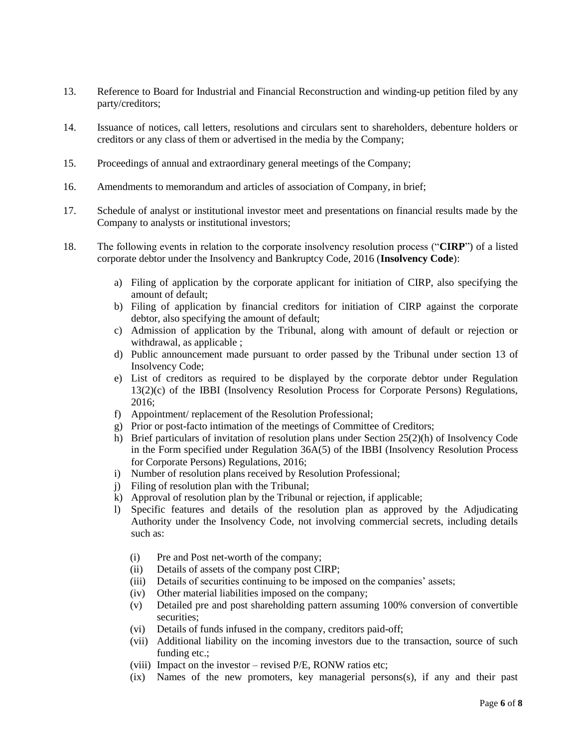13. Reference to Board for Industrial and Financial Reconstruction and winding-up petition filed by any party/creditors;

14. Issuance of notices, call letters, resolutions and circulars sent to shareholders, debenture holders or creditors or any class of them or advertised in the media by the Company;

15. Proceedings of annual and extraordinary general meetings of the Company;

16. Amendments to memorandum and articles of association of Company, in brief;

17. Schedule of analyst or institutional investor meet and presentations on financial results made by the Company to analysts or institutional investors;

18. The following events in relation to the corporate insolvency resolution process ("**CIRP**") of a listed corporate debtor under the Insolvency and Bankruptcy Code, 2016 (**Insolvency Code**):

    a) Filing of application by the corporate applicant for initiation of CIRP, also specifying the amount of default;
    b) Filing of application by financial creditors for initiation of CIRP against the corporate debtor, also specifying the amount of default;
    c) Admission of application by the Tribunal, along with amount of default or rejection or withdrawal, as applicable ;
    d) Public announcement made pursuant to order passed by the Tribunal under section 13 of Insolvency Code;
    e) List of creditors as required to be displayed by the corporate debtor under Regulation 13(2)(c) of the IBBI (Insolvency Resolution Process for Corporate Persons) Regulations, 2016;
    f) Appointment/ replacement of the Resolution Professional;
    g) Prior or post-facto intimation of the meetings of Committee of Creditors;
    h) Brief particulars of invitation of resolution plans under Section 25(2)(h) of Insolvency Code in the Form specified under Regulation 36A(5) of the IBBI (Insolvency Resolution Process for Corporate Persons) Regulations, 2016;
    i) Number of resolution plans received by Resolution Professional;
    j) Filing of resolution plan with the Tribunal;
    k) Approval of resolution plan by the Tribunal or rejection, if applicable;
    l) Specific features and details of the resolution plan as approved by the Adjudicating Authority under the Insolvency Code, not involving commercial secrets, including details such as:

        (i) Pre and Post net-worth of the company;
        (ii) Details of assets of the company post CIRP;
        (iii) Details of securities continuing to be imposed on the companies' assets;
        (iv) Other material liabilities imposed on the company;
        (v) Detailed pre and post shareholding pattern assuming 100% conversion of convertible securities;
        (vi) Details of funds infused in the company, creditors paid-off;
        (vii) Additional liability on the incoming investors due to the transaction, source of such funding etc.;
        (viii) Impact on the investor – revised P/E, RONW ratios etc;
        (ix) Names of the new promoters, key managerial persons(s), if any and their past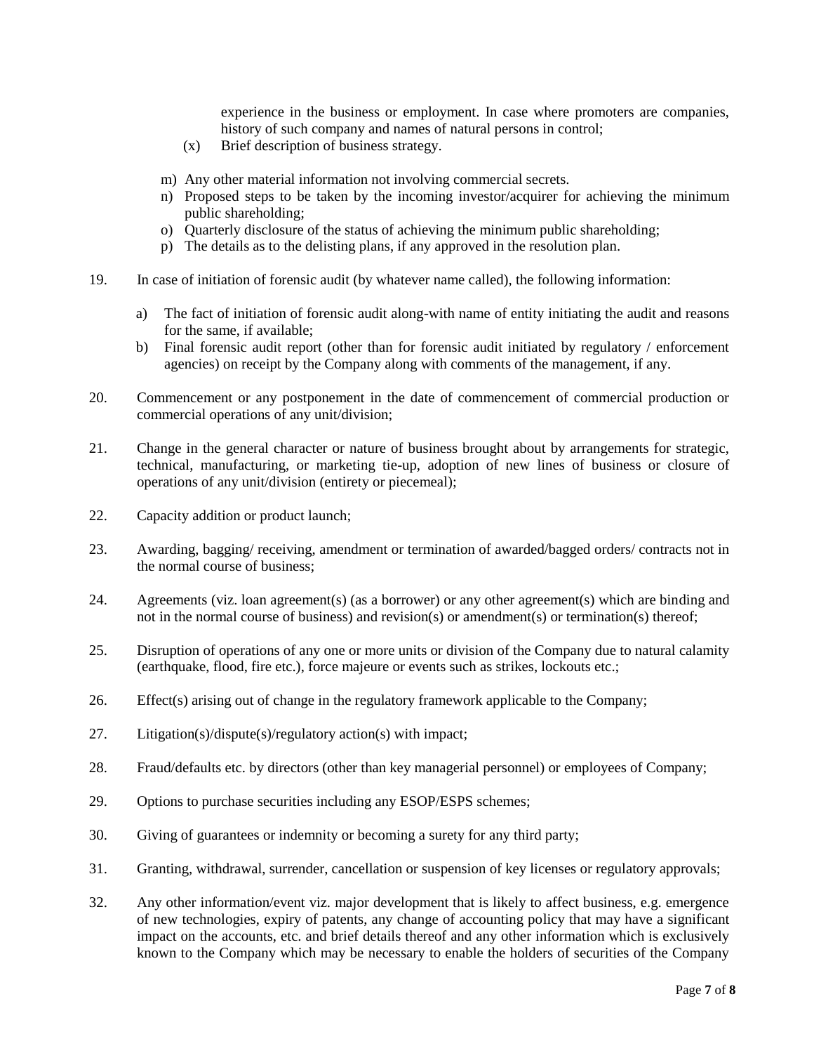experience in the business or employment. In case where promoters are companies, history of such company and names of natural persons in control;

(x) Brief description of business strategy.

m) Any other material information not involving commercial secrets.
n) Proposed steps to be taken by the incoming investor/acquirer for achieving the minimum public shareholding;
o) Quarterly disclosure of the status of achieving the minimum public shareholding;
p) The details as to the delisting plans, if any approved in the resolution plan.

19. In case of initiation of forensic audit (by whatever name called), the following information:

    a) The fact of initiation of forensic audit along-with name of entity initiating the audit and reasons for the same, if available;
    b) Final forensic audit report (other than for forensic audit initiated by regulatory / enforcement agencies) on receipt by the Company along with comments of the management, if any.

20. Commencement or any postponement in the date of commencement of commercial production or commercial operations of any unit/division;

21. Change in the general character or nature of business brought about by arrangements for strategic, technical, manufacturing, or marketing tie-up, adoption of new lines of business or closure of operations of any unit/division (entirety or piecemeal);

22. Capacity addition or product launch;

23. Awarding, bagging/ receiving, amendment or termination of awarded/bagged orders/ contracts not in the normal course of business;

24. Agreements (viz. loan agreement(s) (as a borrower) or any other agreement(s) which are binding and not in the normal course of business) and revision(s) or amendment(s) or termination(s) thereof;

25. Disruption of operations of any one or more units or division of the Company due to natural calamity (earthquake, flood, fire etc.), force majeure or events such as strikes, lockouts etc.;

26. Effect(s) arising out of change in the regulatory framework applicable to the Company;

27. Litigation(s)/dispute(s)/regulatory action(s) with impact;

28. Fraud/defaults etc. by directors (other than key managerial personnel) or employees of Company;

29. Options to purchase securities including any ESOP/ESPS schemes;

30. Giving of guarantees or indemnity or becoming a surety for any third party;

31. Granting, withdrawal, surrender, cancellation or suspension of key licenses or regulatory approvals;

32. Any other information/event viz. major development that is likely to affect business, e.g. emergence of new technologies, expiry of patents, any change of accounting policy that may have a significant impact on the accounts, etc. and brief details thereof and any other information which is exclusively known to the Company which may be necessary to enable the holders of securities of the Company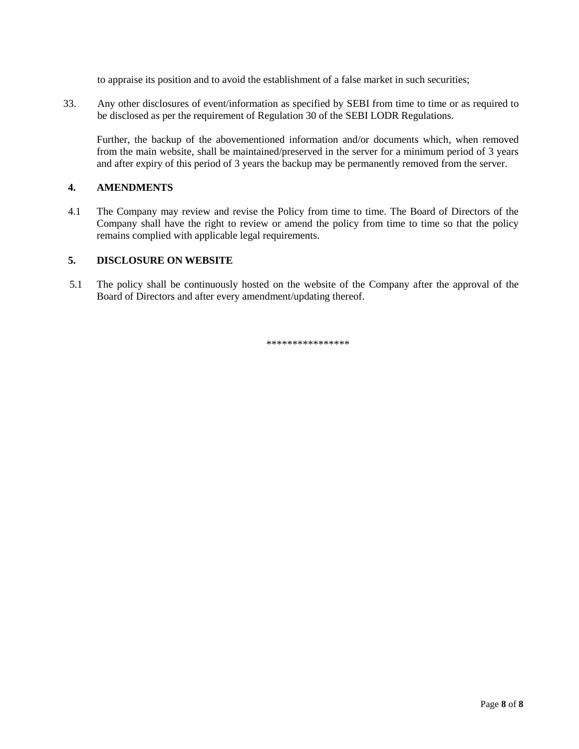to appraise its position and to avoid the establishment of a false market in such securities;

33. Any other disclosures of event/information as specified by SEBI from time to time or as required to be disclosed as per the requirement of Regulation 30 of the SEBI LODR Regulations.

Further, the backup of the abovementioned information and/or documents which, when removed from the main website, shall be maintained/preserved in the server for a minimum period of 3 years and after expiry of this period of 3 years the backup may be permanently removed from the server.

## 4. AMENDMENTS

4.1 The Company may review and revise the Policy from time to time. The Board of Directors of the Company shall have the right to review or amend the policy from time to time so that the policy remains complied with applicable legal requirements.

## 5. DISCLOSURE ON WEBSITE

5.1 The policy shall be continuously hosted on the website of the Company after the approval of the Board of Directors and after every amendment/updating thereof.

****************